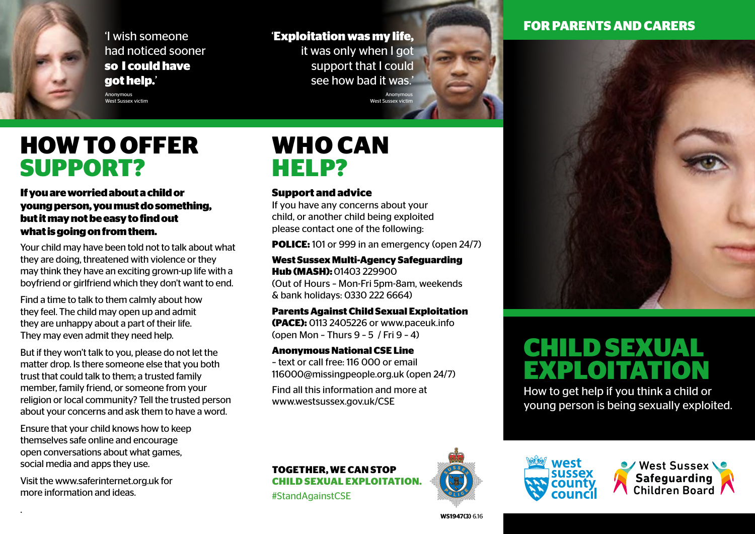'I wish someone had noticed sooner **so I could have got help.**'

Anonymous
West Sussex victim

'**Exploitation was my life,** it was only when I got support that I could see how bad it was.'

Anonymous
West Sussex victim

# HOW TO OFFER SUPPORT?

**If you are worried about a child or young person, you must do something, but it may not be easy to find out what is going on from them.**

Your child may have been told not to talk about what they are doing, threatened with violence or they may think they have an exciting grown-up life with a boyfriend or girlfriend which they don't want to end.

Find a time to talk to them calmly about how they feel. The child may open up and admit they are unhappy about a part of their life. They may even admit they need help.

But if they won't talk to you, please do not let the matter drop. Is there someone else that you both trust that could talk to them; a trusted family member, family friend, or someone from your religion or local community? Tell the trusted person about your concerns and ask them to have a word.

Ensure that your child knows how to keep themselves safe online and encourage open conversations about what games, social media and apps they use.

Visit the www.saferinternet.org.uk for more information and ideas.

# WHO CAN HELP?

**Support and advice**
If you have any concerns about your child, or another child being exploited please contact one of the following:

**POLICE:** 101 or 999 in an emergency (open 24/7)

**West Sussex Multi-Agency Safeguarding Hub (MASH):** 01403 229900
(Out of Hours - Mon-Fri 5pm-8am, weekends & bank holidays: 0330 222 6664)

**Parents Against Child Sexual Exploitation (PACE):** 0113 2405226 or www.paceuk.info
(open Mon - Thurs 9 - 5 / Fri 9 - 4)

**Anonymous National CSE Line**
– text or call free: 116 000 or email 116000@missingpeople.org.uk (open 24/7)

Find all this information and more at www.westsussex.gov.uk/CSE

**TOGETHER, WE CAN STOP CHILD SEXUAL EXPLOITATION.**
#StandAgainstCSE

**WS1947(3)** 6.16

## FOR PARENTS AND CARERS

# CHILD SEXUAL EXPLOITATION

How to get help if you think a child or young person is being sexually exploited.

West Sussex County Council

West Sussex Safeguarding Children Board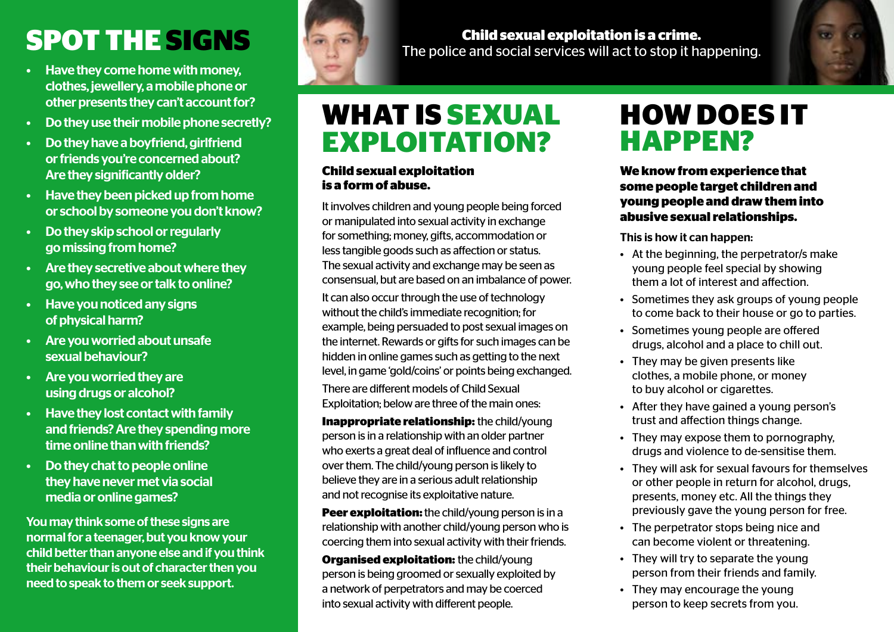# SPOT THE SIGNS

- Have they come home with money, clothes, jewellery, a mobile phone or other presents they can't account for?
- Do they use their mobile phone secretly?
- Do they have a boyfriend, girlfriend or friends you're concerned about? Are they significantly older?
- Have they been picked up from home or school by someone you don't know?
- Do they skip school or regularly go missing from home?
- Are they secretive about where they go, who they see or talk to online?
- Have you noticed any signs of physical harm?
- Are you worried about unsafe sexual behaviour?
- Are you worried they are using drugs or alcohol?
- Have they lost contact with family and friends? Are they spending more time online than with friends?
- Do they chat to people online they have never met via social media or online games?

You may think some of these signs are normal for a teenager, but you know your child better than anyone else and if you think their behaviour is out of character then you need to speak to them or seek support.

**Child sexual exploitation is a crime.**
The police and social services will act to stop it happening.

# WHAT IS SEXUAL EXPLOITATION?

**Child sexual exploitation is a form of abuse.**

It involves children and young people being forced or manipulated into sexual activity in exchange for something; money, gifts, accommodation or less tangible goods such as affection or status. The sexual activity and exchange may be seen as consensual, but are based on an imbalance of power.

It can also occur through the use of technology without the child's immediate recognition; for example, being persuaded to post sexual images on the internet. Rewards or gifts for such images can be hidden in online games such as getting to the next level, in game 'gold/coins' or points being exchanged.

There are different models of Child Sexual Exploitation; below are three of the main ones:

**Inappropriate relationship:** the child/young person is in a relationship with an older partner who exerts a great deal of influence and control over them. The child/young person is likely to believe they are in a serious adult relationship and not recognise its exploitative nature.

**Peer exploitation:** the child/young person is in a relationship with another child/young person who is coercing them into sexual activity with their friends.

**Organised exploitation:** the child/young person is being groomed or sexually exploited by a network of perpetrators and may be coerced into sexual activity with different people.

# HOW DOES IT HAPPEN?

**We know from experience that some people target children and young people and draw them into abusive sexual relationships.**

This is how it can happen:

- At the beginning, the perpetrator/s make young people feel special by showing them a lot of interest and affection.
- Sometimes they ask groups of young people to come back to their house or go to parties.
- Sometimes young people are offered drugs, alcohol and a place to chill out.
- They may be given presents like clothes, a mobile phone, or money to buy alcohol or cigarettes.
- After they have gained a young person's trust and affection things change.
- They may expose them to pornography, drugs and violence to de-sensitise them.
- They will ask for sexual favours for themselves or other people in return for alcohol, drugs, presents, money etc. All the things they previously gave the young person for free.
- The perpetrator stops being nice and can become violent or threatening.
- They will try to separate the young person from their friends and family.
- They may encourage the young person to keep secrets from you.